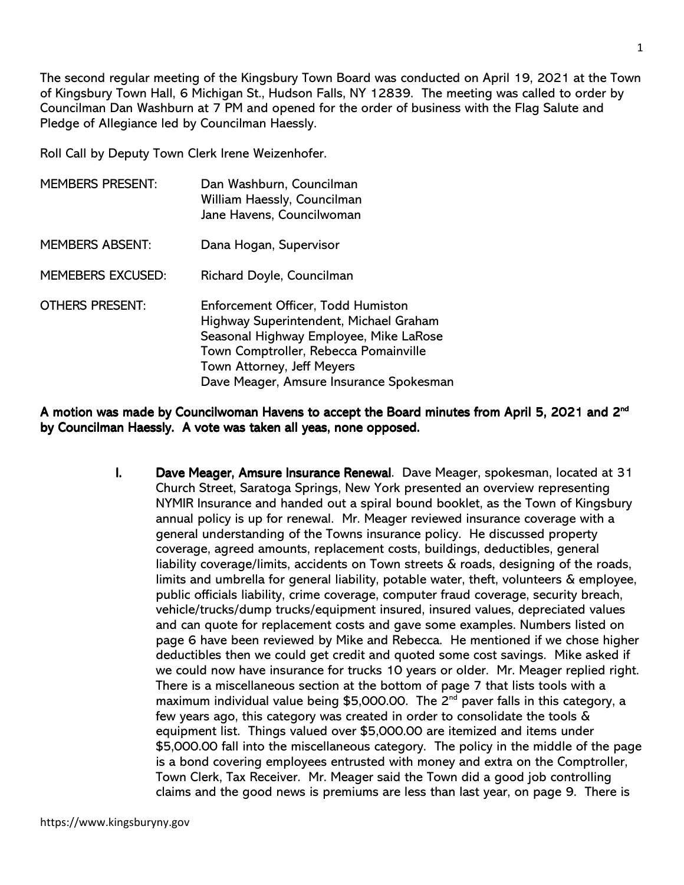The second regular meeting of the Kingsbury Town Board was conducted on April 19, 2021 at the Town of Kingsbury Town Hall, 6 Michigan St., Hudson Falls, NY 12839. The meeting was called to order by Councilman Dan Washburn at 7 PM and opened for the order of business with the Flag Salute and Pledge of Allegiance led by Councilman Haessly.

Roll Call by Deputy Town Clerk Irene Weizenhofer.

| | |
|---|---|
| MEMBERS PRESENT: | Dan Washburn, Councilman<br>William Haessly, Councilman<br>Jane Havens, Councilwoman |
| MEMBERS ABSENT: | Dana Hogan, Supervisor |
| MEMEBERS EXCUSED: | Richard Doyle, Councilman |
| OTHERS PRESENT: | Enforcement Officer, Todd Humiston<br>Highway Superintendent, Michael Graham<br>Seasonal Highway Employee, Mike LaRose<br>Town Comptroller, Rebecca Pomainville<br>Town Attorney, Jeff Meyers<br>Dave Meager, Amsure Insurance Spokesman |

**A motion was made by Councilwoman Havens to accept the Board minutes from April 5, 2021 and 2nd by Councilman Haessly. A vote was taken all yeas, none opposed.**

I. **Dave Meager, Amsure Insurance Renewal**. Dave Meager, spokesman, located at 31 Church Street, Saratoga Springs, New York presented an overview representing NYMIR Insurance and handed out a spiral bound booklet, as the Town of Kingsbury annual policy is up for renewal. Mr. Meager reviewed insurance coverage with a general understanding of the Towns insurance policy. He discussed property coverage, agreed amounts, replacement costs, buildings, deductibles, general liability coverage/limits, accidents on Town streets & roads, designing of the roads, limits and umbrella for general liability, potable water, theft, volunteers & employee, public officials liability, crime coverage, computer fraud coverage, security breach, vehicle/trucks/dump trucks/equipment insured, insured values, depreciated values and can quote for replacement costs and gave some examples. Numbers listed on page 6 have been reviewed by Mike and Rebecca. He mentioned if we chose higher deductibles then we could get credit and quoted some cost savings. Mike asked if we could now have insurance for trucks 10 years or older. Mr. Meager replied right. There is a miscellaneous section at the bottom of page 7 that lists tools with a maximum individual value being $5,000.00. The 2nd paver falls in this category, a few years ago, this category was created in order to consolidate the tools & equipment list. Things valued over $5,000.00 are itemized and items under $5,000.00 fall into the miscellaneous category. The policy in the middle of the page is a bond covering employees entrusted with money and extra on the Comptroller, Town Clerk, Tax Receiver. Mr. Meager said the Town did a good job controlling claims and the good news is premiums are less than last year, on page 9. There is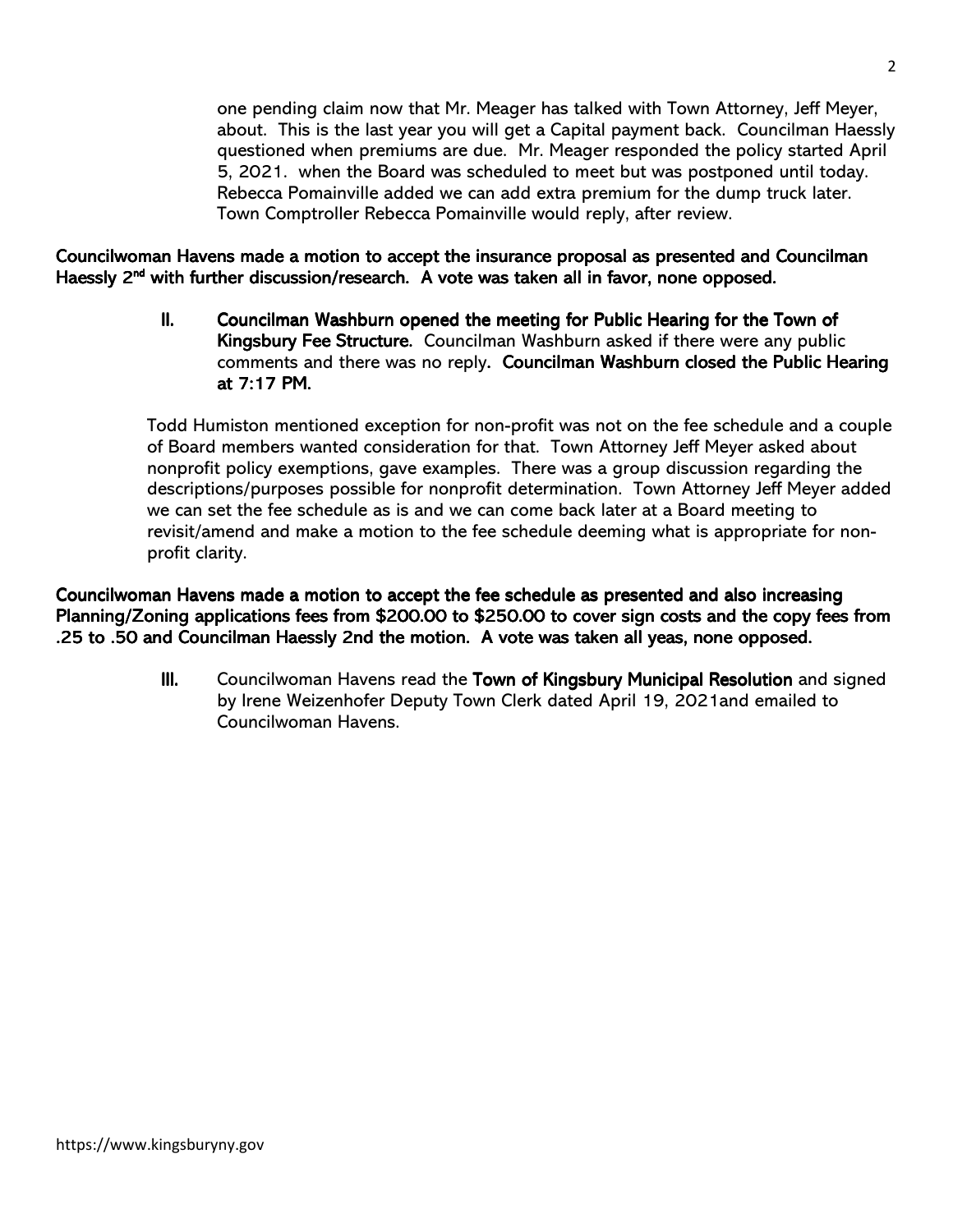one pending claim now that Mr. Meager has talked with Town Attorney, Jeff Meyer, about. This is the last year you will get a Capital payment back. Councilman Haessly questioned when premiums are due. Mr. Meager responded the policy started April 5, 2021. when the Board was scheduled to meet but was postponed until today. Rebecca Pomainville added we can add extra premium for the dump truck later. Town Comptroller Rebecca Pomainville would reply, after review.

**Councilwoman Havens made a motion to accept the insurance proposal as presented and Councilman Haessly 2nd with further discussion/research. A vote was taken all in favor, none opposed.**

II. **Councilman Washburn opened the meeting for Public Hearing for the Town of Kingsbury Fee Structure.** Councilman Washburn asked if there were any public comments and there was no reply. **Councilman Washburn closed the Public Hearing at 7:17 PM.**

Todd Humiston mentioned exception for non-profit was not on the fee schedule and a couple of Board members wanted consideration for that. Town Attorney Jeff Meyer asked about nonprofit policy exemptions, gave examples. There was a group discussion regarding the descriptions/purposes possible for nonprofit determination. Town Attorney Jeff Meyer added we can set the fee schedule as is and we can come back later at a Board meeting to revisit/amend and make a motion to the fee schedule deeming what is appropriate for non-profit clarity.

**Councilwoman Havens made a motion to accept the fee schedule as presented and also increasing Planning/Zoning applications fees from $200.00 to $250.00 to cover sign costs and the copy fees from .25 to .50 and Councilman Haessly 2nd the motion. A vote was taken all yeas, none opposed.**

III. Councilwoman Havens read the **Town of Kingsbury Municipal Resolution** and signed by Irene Weizenhofer Deputy Town Clerk dated April 19, 2021and emailed to Councilwoman Havens.

https://www.kingsburyny.gov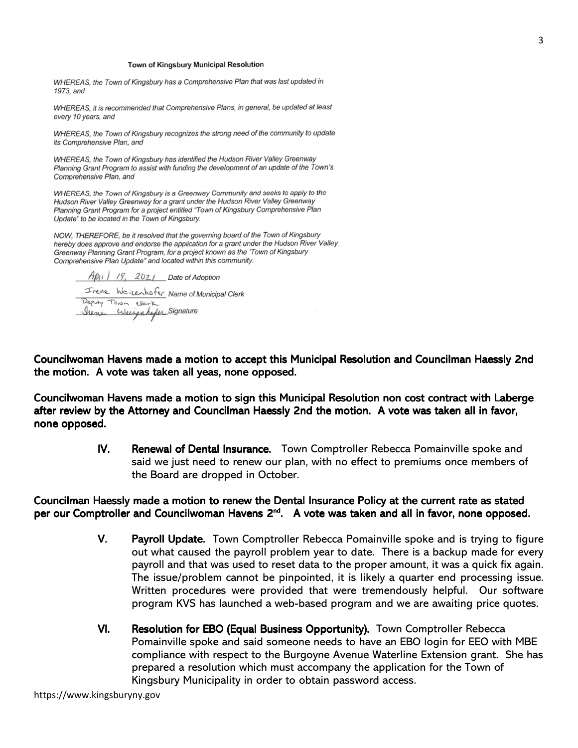**Town of Kingsbury Municipal Resolution**

*WHEREAS, the Town of Kingsbury has a Comprehensive Plan that was last updated in 1973, and*

*WHEREAS, it is recommended that Comprehensive Plans, in general, be updated at least every 10 years, and*

*WHEREAS, the Town of Kingsbury recognizes the strong need of the community to update its Comprehensive Plan, and*

*WHEREAS, the Town of Kingsbury has identified the Hudson River Valley Greenway Planning Grant Program to assist with funding the development of an update of the Town's Comprehensive Plan, and*

*WHEREAS, the Town of Kingsbury is a Greenway Community and seeks to apply to the Hudson River Valley Greenway for a grant under the Hudson River Valley Greenway Planning Grant Program for a project entitled "Town of Kingsbury Comprehensive Plan Update" to be located in the Town of Kingsbury.*

*NOW, THEREFORE, be it resolved that the governing board of the Town of Kingsbury hereby does approve and endorse the application for a grant under the Hudson River Valley Greenway Planning Grant Program, for a project known as the 'Town of Kingsbury Comprehensive Plan Update" and located within this community.*

April 19, 2021 *Date of Adoption*

Irene Weizenhofer *Name of Municipal Clerk*

Deputy Town clerk

Irene Weizenhofer *Signature*

**Councilwoman Havens made a motion to accept this Municipal Resolution and Councilman Haessly 2nd the motion. A vote was taken all yeas, none opposed.**

**Councilwoman Havens made a motion to sign this Municipal Resolution non cost contract with Laberge after review by the Attorney and Councilman Haessly 2nd the motion. A vote was taken all in favor, none opposed.**

**IV. Renewal of Dental Insurance.** Town Comptroller Rebecca Pomainville spoke and said we just need to renew our plan, with no effect to premiums once members of the Board are dropped in October.

**Councilman Haessly made a motion to renew the Dental Insurance Policy at the current rate as stated per our Comptroller and Councilwoman Havens 2nd. A vote was taken and all in favor, none opposed.**

**V. Payroll Update.** Town Comptroller Rebecca Pomainville spoke and is trying to figure out what caused the payroll problem year to date. There is a backup made for every payroll and that was used to reset data to the proper amount, it was a quick fix again. The issue/problem cannot be pinpointed, it is likely a quarter end processing issue. Written procedures were provided that were tremendously helpful. Our software program KVS has launched a web-based program and we are awaiting price quotes.

**VI. Resolution for EBO (Equal Business Opportunity).** Town Comptroller Rebecca Pomainville spoke and said someone needs to have an EBO login for EEO with MBE compliance with respect to the Burgoyne Avenue Waterline Extension grant. She has prepared a resolution which must accompany the application for the Town of Kingsbury Municipality in order to obtain password access.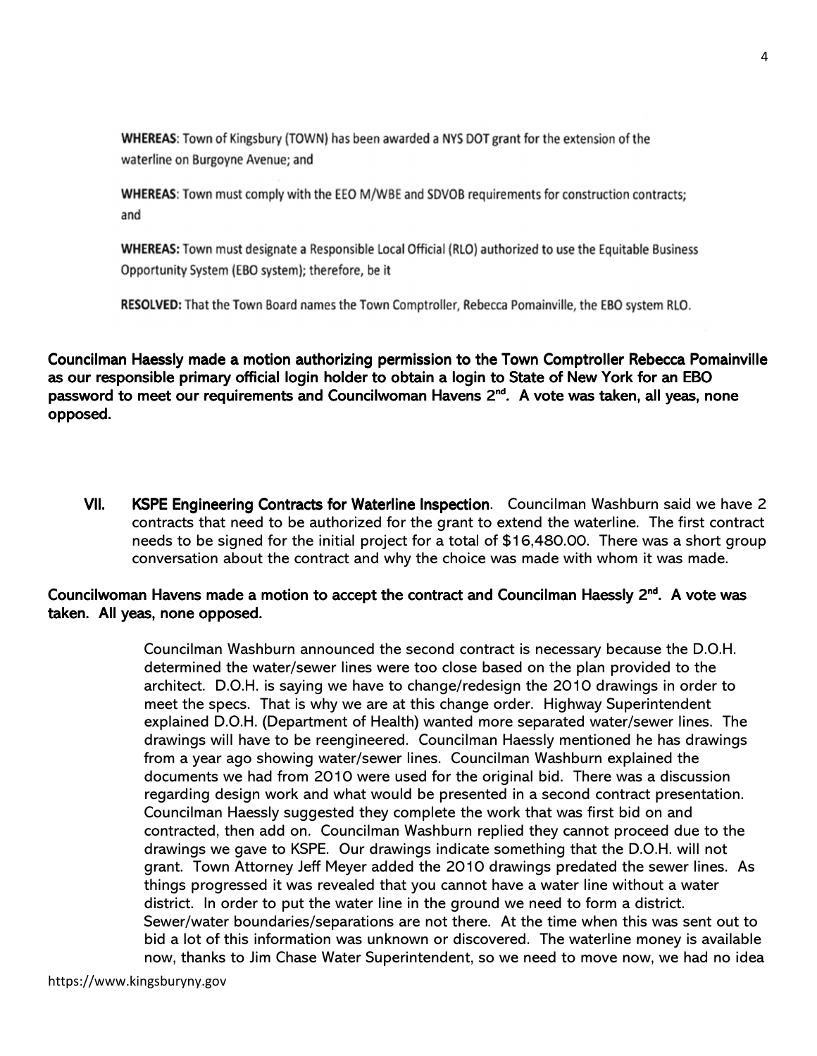**WHEREAS**: Town of Kingsbury (TOWN) has been awarded a NYS DOT grant for the extension of the waterline on Burgoyne Avenue; and

**WHEREAS**: Town must comply with the EEO M/WBE and SDVOB requirements for construction contracts; and

**WHEREAS:** Town must designate a Responsible Local Official (RLO) authorized to use the Equitable Business Opportunity System (EBO system); therefore, be it

**RESOLVED:** That the Town Board names the Town Comptroller, Rebecca Pomainville, the EBO system RLO.

**Councilman Haessly made a motion authorizing permission to the Town Comptroller Rebecca Pomainville as our responsible primary official login holder to obtain a login to State of New York for an EBO password to meet our requirements and Councilwoman Havens 2nd. A vote was taken, all yeas, none opposed.**

VII. **KSPE Engineering Contracts for Waterline Inspection**. Councilman Washburn said we have 2 contracts that need to be authorized for the grant to extend the waterline. The first contract needs to be signed for the initial project for a total of $16,480.00. There was a short group conversation about the contract and why the choice was made with whom it was made.

**Councilwoman Havens made a motion to accept the contract and Councilman Haessly 2nd. A vote was taken. All yeas, none opposed.**

Councilman Washburn announced the second contract is necessary because the D.O.H. determined the water/sewer lines were too close based on the plan provided to the architect. D.O.H. is saying we have to change/redesign the 2010 drawings in order to meet the specs. That is why we are at this change order. Highway Superintendent explained D.O.H. (Department of Health) wanted more separated water/sewer lines. The drawings will have to be reengineered. Councilman Haessly mentioned he has drawings from a year ago showing water/sewer lines. Councilman Washburn explained the documents we had from 2010 were used for the original bid. There was a discussion regarding design work and what would be presented in a second contract presentation. Councilman Haessly suggested they complete the work that was first bid on and contracted, then add on. Councilman Washburn replied they cannot proceed due to the drawings we gave to KSPE. Our drawings indicate something that the D.O.H. will not grant. Town Attorney Jeff Meyer added the 2010 drawings predated the sewer lines. As things progressed it was revealed that you cannot have a water line without a water district. In order to put the water line in the ground we need to form a district. Sewer/water boundaries/separations are not there. At the time when this was sent out to bid a lot of this information was unknown or discovered. The waterline money is available now, thanks to Jim Chase Water Superintendent, so we need to move now, we had no idea

https://www.kingsburyny.gov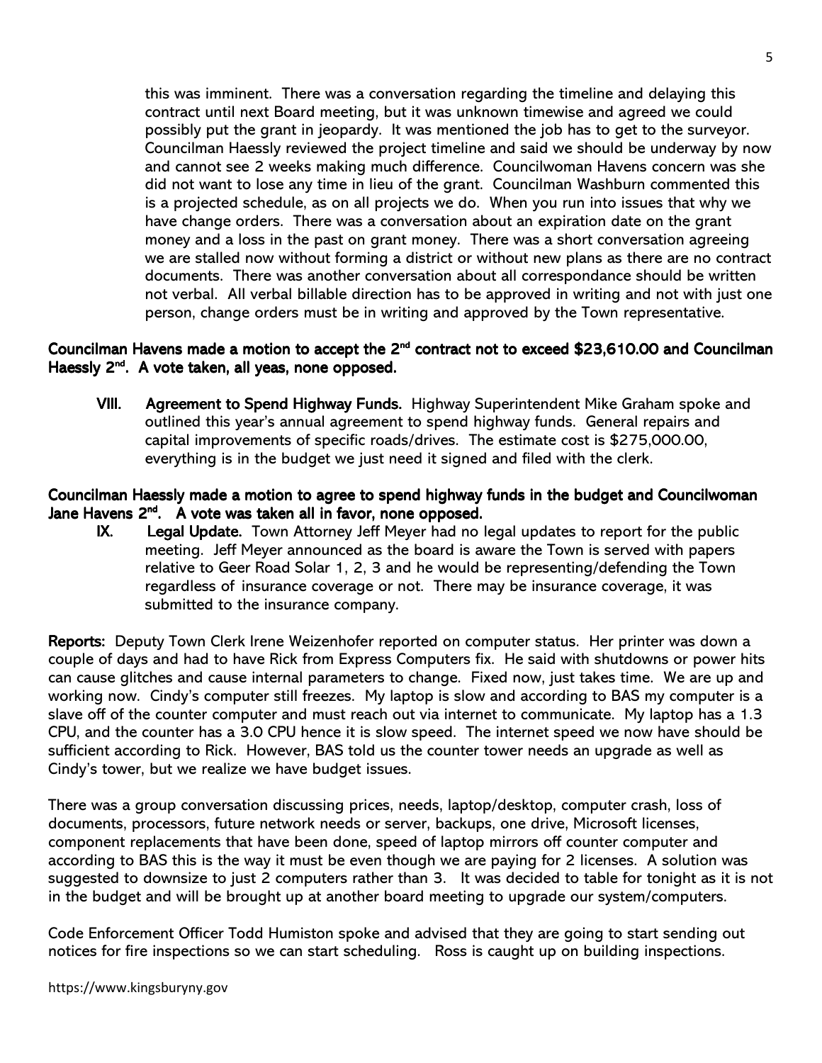this was imminent. There was a conversation regarding the timeline and delaying this contract until next Board meeting, but it was unknown timewise and agreed we could possibly put the grant in jeopardy. It was mentioned the job has to get to the surveyor. Councilman Haessly reviewed the project timeline and said we should be underway by now and cannot see 2 weeks making much difference. Councilwoman Havens concern was she did not want to lose any time in lieu of the grant. Councilman Washburn commented this is a projected schedule, as on all projects we do. When you run into issues that why we have change orders. There was a conversation about an expiration date on the grant money and a loss in the past on grant money. There was a short conversation agreeing we are stalled now without forming a district or without new plans as there are no contract documents. There was another conversation about all correspondance should be written not verbal. All verbal billable direction has to be approved in writing and not with just one person, change orders must be in writing and approved by the Town representative.

**Councilman Havens made a motion to accept the 2nd contract not to exceed $23,610.00 and Councilman Haessly 2nd. A vote taken, all yeas, none opposed.**

**VIII. Agreement to Spend Highway Funds.** Highway Superintendent Mike Graham spoke and outlined this year's annual agreement to spend highway funds. General repairs and capital improvements of specific roads/drives. The estimate cost is $275,000.00, everything is in the budget we just need it signed and filed with the clerk.

**Councilman Haessly made a motion to agree to spend highway funds in the budget and Councilwoman Jane Havens 2nd. A vote was taken all in favor, none opposed.**

**IX. Legal Update.** Town Attorney Jeff Meyer had no legal updates to report for the public meeting. Jeff Meyer announced as the board is aware the Town is served with papers relative to Geer Road Solar 1, 2, 3 and he would be representing/defending the Town regardless of insurance coverage or not. There may be insurance coverage, it was submitted to the insurance company.

**Reports:** Deputy Town Clerk Irene Weizenhofer reported on computer status. Her printer was down a couple of days and had to have Rick from Express Computers fix. He said with shutdowns or power hits can cause glitches and cause internal parameters to change. Fixed now, just takes time. We are up and working now. Cindy's computer still freezes. My laptop is slow and according to BAS my computer is a slave off of the counter computer and must reach out via internet to communicate. My laptop has a 1.3 CPU, and the counter has a 3.0 CPU hence it is slow speed. The internet speed we now have should be sufficient according to Rick. However, BAS told us the counter tower needs an upgrade as well as Cindy's tower, but we realize we have budget issues.

There was a group conversation discussing prices, needs, laptop/desktop, computer crash, loss of documents, processors, future network needs or server, backups, one drive, Microsoft licenses, component replacements that have been done, speed of laptop mirrors off counter computer and according to BAS this is the way it must be even though we are paying for 2 licenses. A solution was suggested to downsize to just 2 computers rather than 3. It was decided to table for tonight as it is not in the budget and will be brought up at another board meeting to upgrade our system/computers.

Code Enforcement Officer Todd Humiston spoke and advised that they are going to start sending out notices for fire inspections so we can start scheduling. Ross is caught up on building inspections.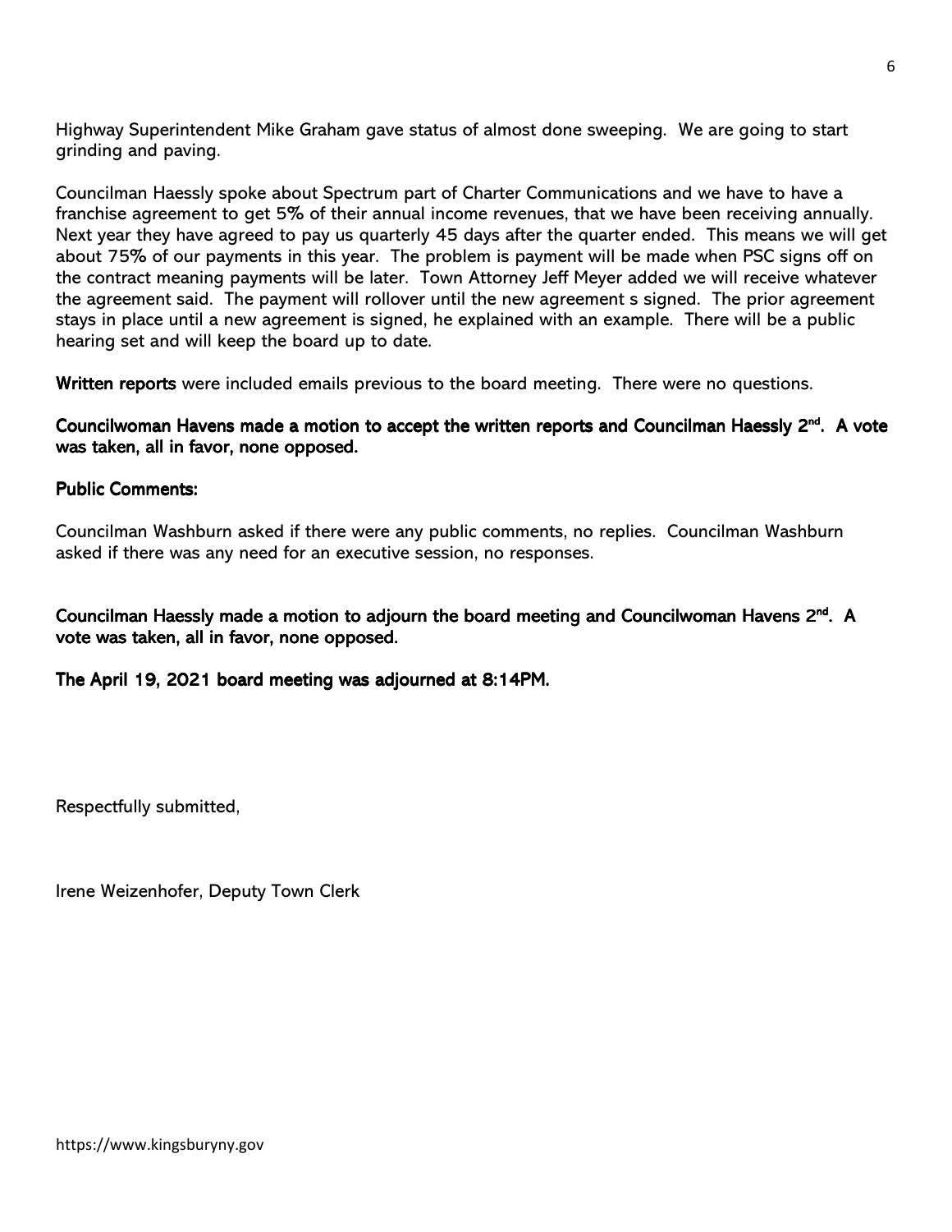Highway Superintendent Mike Graham gave status of almost done sweeping. We are going to start grinding and paving.

Councilman Haessly spoke about Spectrum part of Charter Communications and we have to have a franchise agreement to get 5% of their annual income revenues, that we have been receiving annually. Next year they have agreed to pay us quarterly 45 days after the quarter ended. This means we will get about 75% of our payments in this year. The problem is payment will be made when PSC signs off on the contract meaning payments will be later. Town Attorney Jeff Meyer added we will receive whatever the agreement said. The payment will rollover until the new agreement s signed. The prior agreement stays in place until a new agreement is signed, he explained with an example. There will be a public hearing set and will keep the board up to date.

**Written reports** were included emails previous to the board meeting. There were no questions.

**Councilwoman Havens made a motion to accept the written reports and Councilman Haessly 2nd. A vote was taken, all in favor, none opposed.**

**Public Comments:**

Councilman Washburn asked if there were any public comments, no replies. Councilman Washburn asked if there was any need for an executive session, no responses.

**Councilman Haessly made a motion to adjourn the board meeting and Councilwoman Havens 2nd. A vote was taken, all in favor, none opposed.**

**The April 19, 2021 board meeting was adjourned at 8:14PM.**

Respectfully submitted,

Irene Weizenhofer, Deputy Town Clerk

https://www.kingsburyny.gov